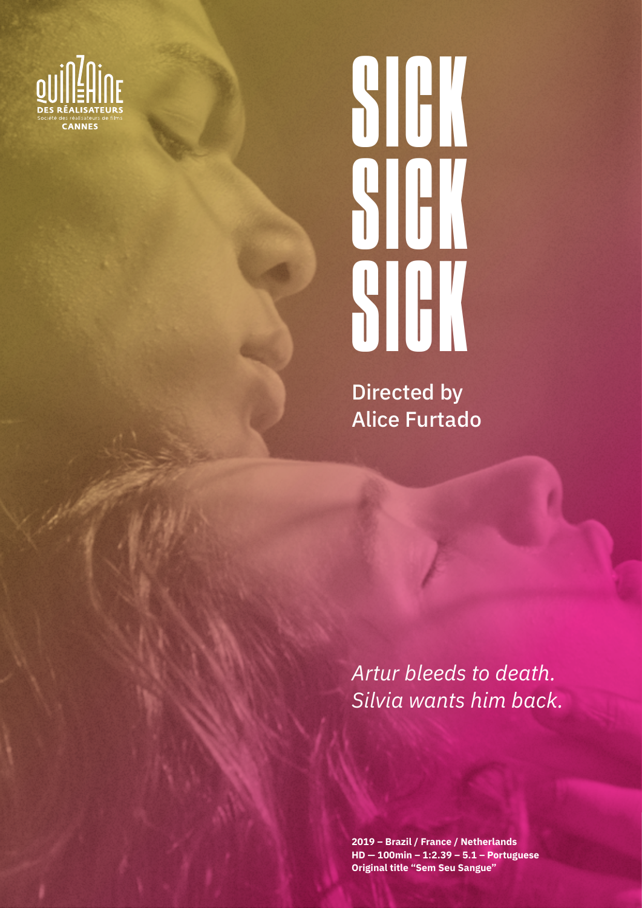QUINZAINE DES RÉALISATEURS
Société des réalisateurs de films
CANNES

# SICK SICK SICK

Directed by
Alice Furtado

*Artur bleeds to death.*
*Silvia wants him back.*

**2019 – Brazil / France / Netherlands**
**HD — 100min – 1:2.39 – 5.1 – Portuguese**
**Original title "Sem Seu Sangue"**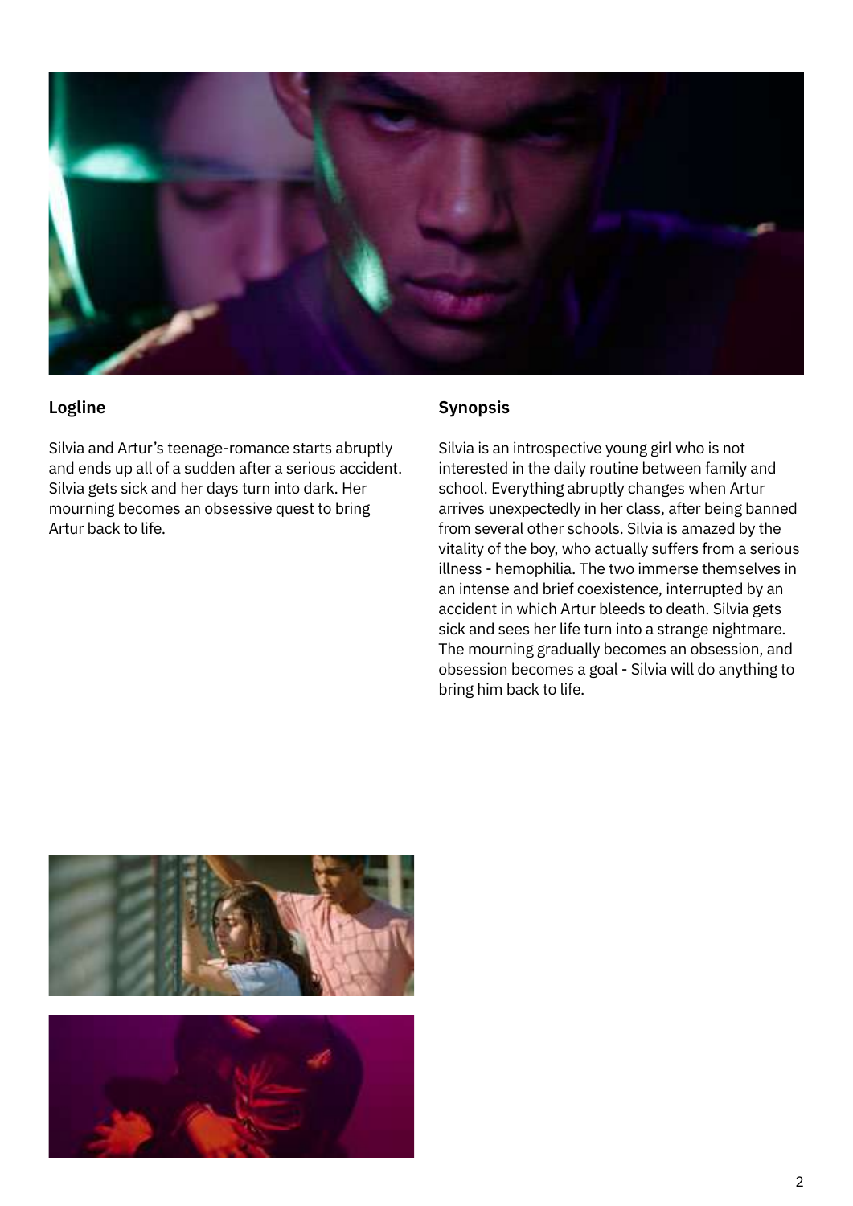## Logline

Silvia and Artur's teenage-romance starts abruptly and ends up all of a sudden after a serious accident. Silvia gets sick and her days turn into dark. Her mourning becomes an obsessive quest to bring Artur back to life.

## Synopsis

Silvia is an introspective young girl who is not interested in the daily routine between family and school. Everything abruptly changes when Artur arrives unexpectedly in her class, after being banned from several other schools. Silvia is amazed by the vitality of the boy, who actually suffers from a serious illness - hemophilia. The two immerse themselves in an intense and brief coexistence, interrupted by an accident in which Artur bleeds to death. Silvia gets sick and sees her life turn into a strange nightmare. The mourning gradually becomes an obsession, and obsession becomes a goal - Silvia will do anything to bring him back to life.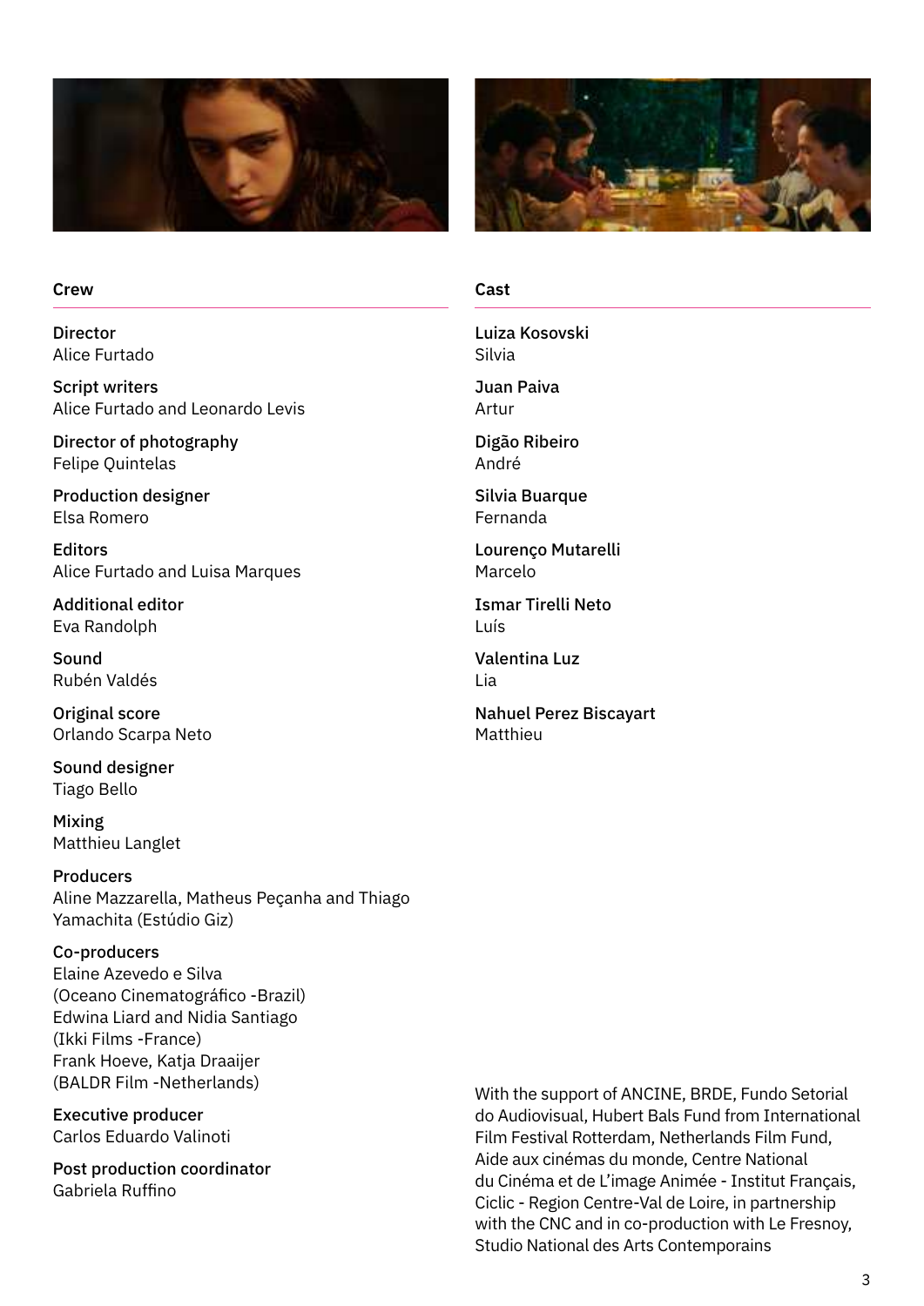## Crew

**Director**
Alice Furtado

**Script writers**
Alice Furtado and Leonardo Levis

**Director of photography**
Felipe Quintelas

**Production designer**
Elsa Romero

**Editors**
Alice Furtado and Luisa Marques

**Additional editor**
Eva Randolph

**Sound**
Rubén Valdés

**Original score**
Orlando Scarpa Neto

**Sound designer**
Tiago Bello

**Mixing**
Matthieu Langlet

**Producers**
Aline Mazzarella, Matheus Peçanha and Thiago Yamachita (Estúdio Giz)

**Co-producers**
Elaine Azevedo e Silva
(Oceano Cinematográfico -Brazil)
Edwina Liard and Nidia Santiago
(Ikki Films -France)
Frank Hoeve, Katja Draaijer
(BALDR Film -Netherlands)

**Executive producer**
Carlos Eduardo Valinoti

**Post production coordinator**
Gabriela Ruffino

## Cast

**Luiza Kosovski**
Silvia

**Juan Paiva**
Artur

**Digão Ribeiro**
André

**Silvia Buarque**
Fernanda

**Lourenço Mutarelli**
Marcelo

**Ismar Tirelli Neto**
Luís

**Valentina Luz**
Lia

**Nahuel Perez Biscayart**
Matthieu

With the support of ANCINE, BRDE, Fundo Setorial do Audiovisual, Hubert Bals Fund from International Film Festival Rotterdam, Netherlands Film Fund, Aide aux cinémas du monde, Centre National du Cinéma et de L'image Animée - Institut Français, Ciclic - Region Centre-Val de Loire, in partnership with the CNC and in co-production with Le Fresnoy, Studio National des Arts Contemporains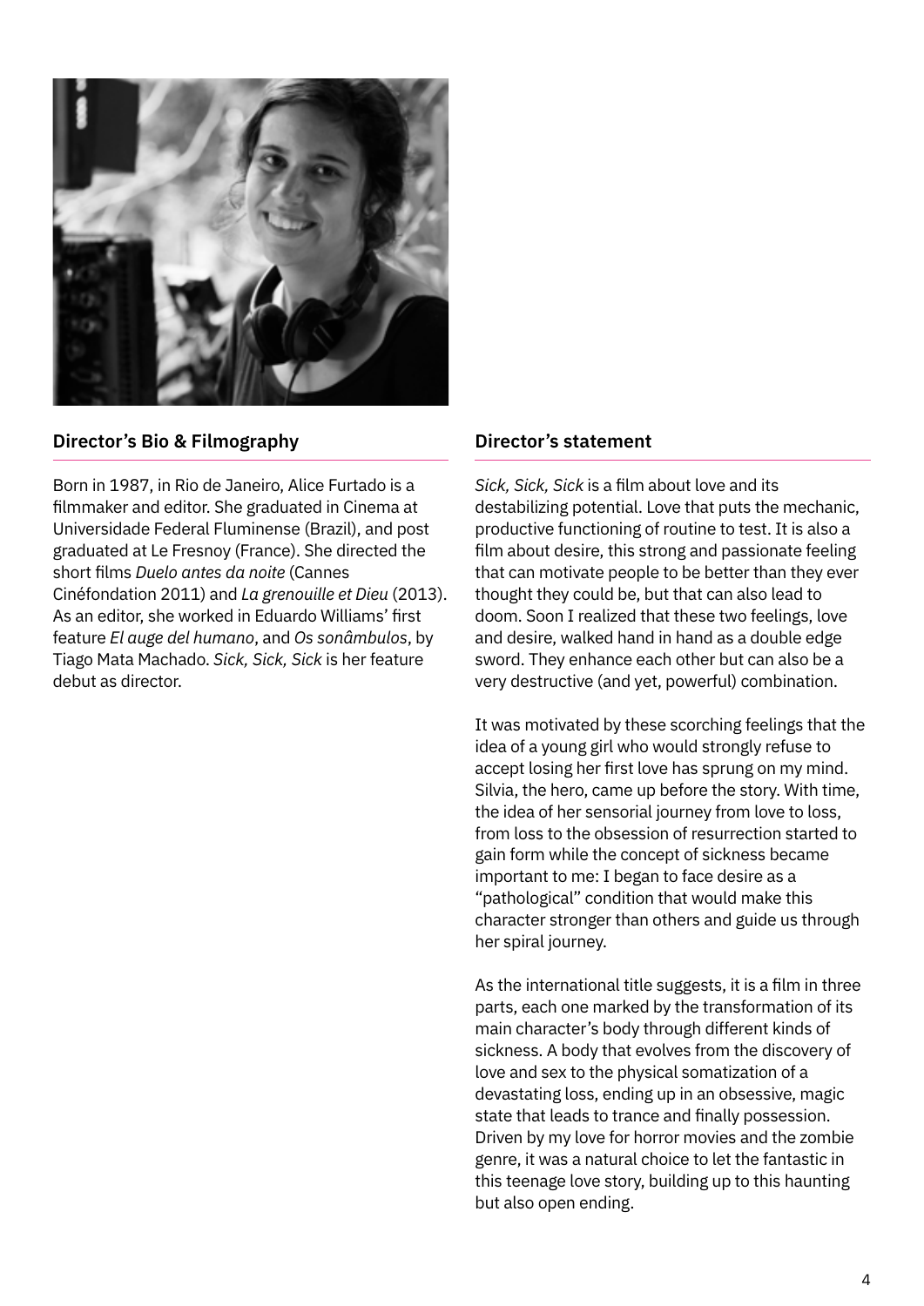## Director's Bio & Filmography

Born in 1987, in Rio de Janeiro, Alice Furtado is a filmmaker and editor. She graduated in Cinema at Universidade Federal Fluminense (Brazil), and post graduated at Le Fresnoy (France). She directed the short films *Duelo antes da noite* (Cannes Cinéfondation 2011) and *La grenouille et Dieu* (2013). As an editor, she worked in Eduardo Williams' first feature *El auge del humano*, and *Os sonâmbulos*, by Tiago Mata Machado. *Sick, Sick, Sick* is her feature debut as director.

## Director's statement

*Sick, Sick, Sick* is a film about love and its destabilizing potential. Love that puts the mechanic, productive functioning of routine to test. It is also a film about desire, this strong and passionate feeling that can motivate people to be better than they ever thought they could be, but that can also lead to doom. Soon I realized that these two feelings, love and desire, walked hand in hand as a double edge sword. They enhance each other but can also be a very destructive (and yet, powerful) combination.

It was motivated by these scorching feelings that the idea of a young girl who would strongly refuse to accept losing her first love has sprung on my mind. Silvia, the hero, came up before the story. With time, the idea of her sensorial journey from love to loss, from loss to the obsession of resurrection started to gain form while the concept of sickness became important to me: I began to face desire as a "pathological" condition that would make this character stronger than others and guide us through her spiral journey.

As the international title suggests, it is a film in three parts, each one marked by the transformation of its main character's body through different kinds of sickness. A body that evolves from the discovery of love and sex to the physical somatization of a devastating loss, ending up in an obsessive, magic state that leads to trance and finally possession. Driven by my love for horror movies and the zombie genre, it was a natural choice to let the fantastic in this teenage love story, building up to this haunting but also open ending.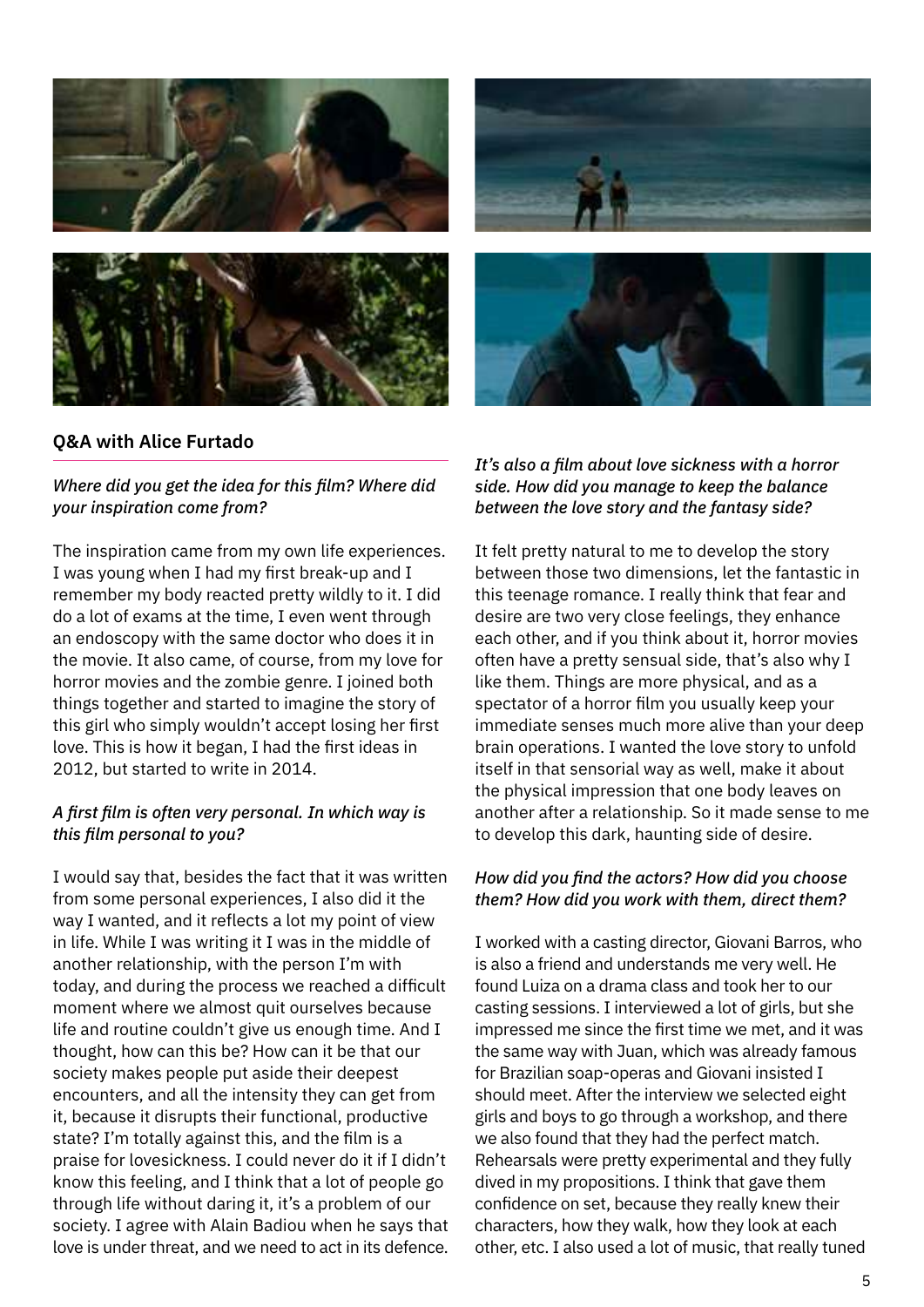## Q&A with Alice Furtado

*Where did you get the idea for this film? Where did your inspiration come from?*

The inspiration came from my own life experiences. I was young when I had my first break-up and I remember my body reacted pretty wildly to it. I did do a lot of exams at the time, I even went through an endoscopy with the same doctor who does it in the movie. It also came, of course, from my love for horror movies and the zombie genre. I joined both things together and started to imagine the story of this girl who simply wouldn't accept losing her first love. This is how it began, I had the first ideas in 2012, but started to write in 2014.

*A first film is often very personal. In which way is this film personal to you?*

I would say that, besides the fact that it was written from some personal experiences, I also did it the way I wanted, and it reflects a lot my point of view in life. While I was writing it I was in the middle of another relationship, with the person I'm with today, and during the process we reached a difficult moment where we almost quit ourselves because life and routine couldn't give us enough time. And I thought, how can this be? How can it be that our society makes people put aside their deepest encounters, and all the intensity they can get from it, because it disrupts their functional, productive state? I'm totally against this, and the film is a praise for lovesickness. I could never do it if I didn't know this feeling, and I think that a lot of people go through life without daring it, it's a problem of our society. I agree with Alain Badiou when he says that love is under threat, and we need to act in its defence.

*It's also a film about love sickness with a horror side. How did you manage to keep the balance between the love story and the fantasy side?*

It felt pretty natural to me to develop the story between those two dimensions, let the fantastic in this teenage romance. I really think that fear and desire are two very close feelings, they enhance each other, and if you think about it, horror movies often have a pretty sensual side, that's also why I like them. Things are more physical, and as a spectator of a horror film you usually keep your immediate senses much more alive than your deep brain operations. I wanted the love story to unfold itself in that sensorial way as well, make it about the physical impression that one body leaves on another after a relationship. So it made sense to me to develop this dark, haunting side of desire.

*How did you find the actors? How did you choose them? How did you work with them, direct them?*

I worked with a casting director, Giovani Barros, who is also a friend and understands me very well. He found Luiza on a drama class and took her to our casting sessions. I interviewed a lot of girls, but she impressed me since the first time we met, and it was the same way with Juan, which was already famous for Brazilian soap-operas and Giovani insisted I should meet. After the interview we selected eight girls and boys to go through a workshop, and there we also found that they had the perfect match. Rehearsals were pretty experimental and they fully dived in my propositions. I think that gave them confidence on set, because they really knew their characters, how they walk, how they look at each other, etc. I also used a lot of music, that really tuned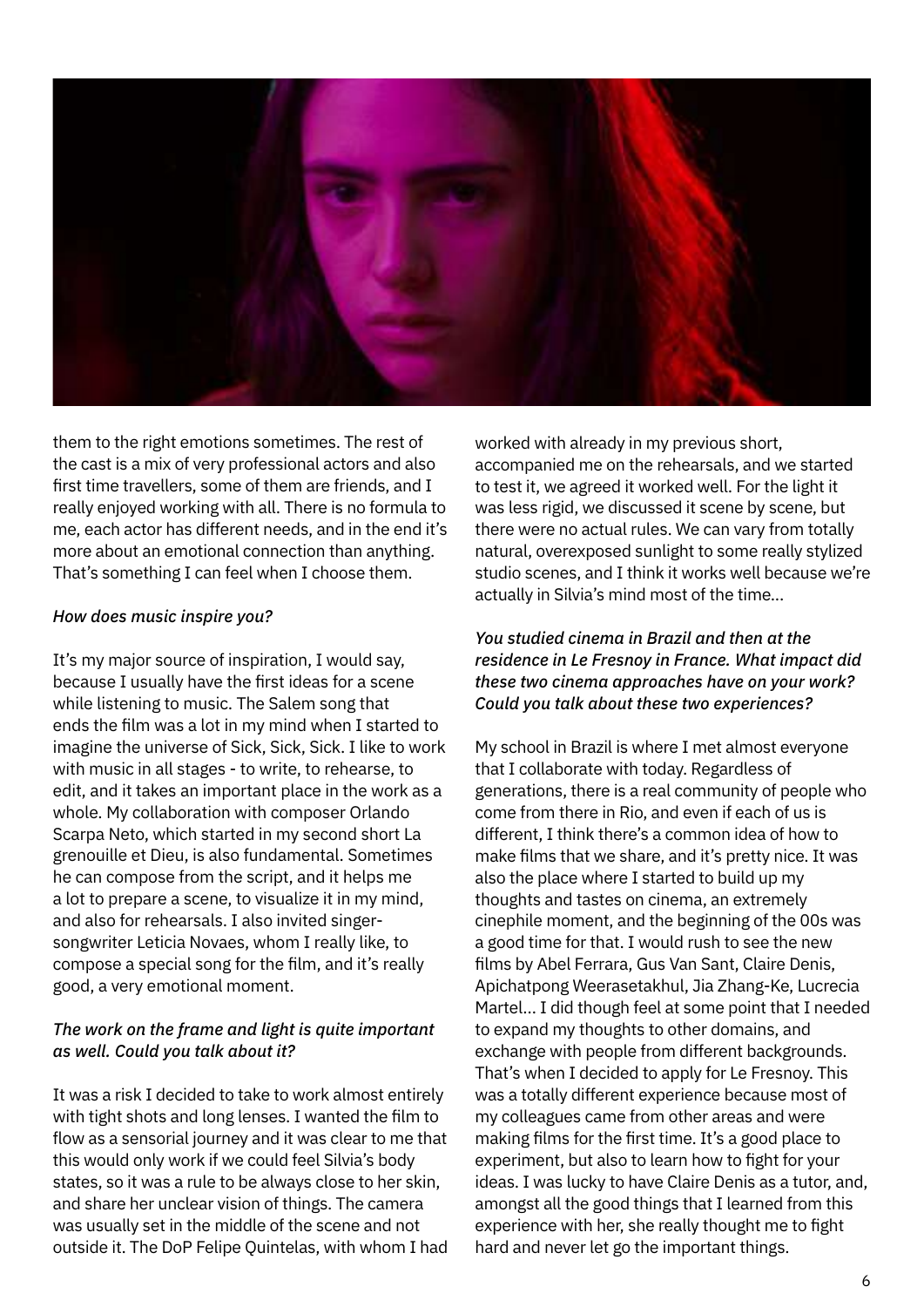them to the right emotions sometimes. The rest of the cast is a mix of very professional actors and also first time travellers, some of them are friends, and I really enjoyed working with all. There is no formula to me, each actor has different needs, and in the end it's more about an emotional connection than anything. That's something I can feel when I choose them.

*How does music inspire you?*

It's my major source of inspiration, I would say, because I usually have the first ideas for a scene while listening to music. The Salem song that ends the film was a lot in my mind when I started to imagine the universe of Sick, Sick, Sick. I like to work with music in all stages - to write, to rehearse, to edit, and it takes an important place in the work as a whole. My collaboration with composer Orlando Scarpa Neto, which started in my second short La grenouille et Dieu, is also fundamental. Sometimes he can compose from the script, and it helps me a lot to prepare a scene, to visualize it in my mind, and also for rehearsals. I also invited singer-songwriter Leticia Novaes, whom I really like, to compose a special song for the film, and it's really good, a very emotional moment.

*The work on the frame and light is quite important as well. Could you talk about it?*

It was a risk I decided to take to work almost entirely with tight shots and long lenses. I wanted the film to flow as a sensorial journey and it was clear to me that this would only work if we could feel Silvia's body states, so it was a rule to be always close to her skin, and share her unclear vision of things. The camera was usually set in the middle of the scene and not outside it. The DoP Felipe Quintelas, with whom I had worked with already in my previous short, accompanied me on the rehearsals, and we started to test it, we agreed it worked well. For the light it was less rigid, we discussed it scene by scene, but there were no actual rules. We can vary from totally natural, overexposed sunlight to some really stylized studio scenes, and I think it works well because we're actually in Silvia's mind most of the time...

*You studied cinema in Brazil and then at the residence in Le Fresnoy in France. What impact did these two cinema approaches have on your work? Could you talk about these two experiences?*

My school in Brazil is where I met almost everyone that I collaborate with today. Regardless of generations, there is a real community of people who come from there in Rio, and even if each of us is different, I think there's a common idea of how to make films that we share, and it's pretty nice. It was also the place where I started to build up my thoughts and tastes on cinema, an extremely cinephile moment, and the beginning of the 00s was a good time for that. I would rush to see the new films by Abel Ferrara, Gus Van Sant, Claire Denis, Apichatpong Weerasetakhul, Jia Zhang-Ke, Lucrecia Martel... I did though feel at some point that I needed to expand my thoughts to other domains, and exchange with people from different backgrounds. That's when I decided to apply for Le Fresnoy. This was a totally different experience because most of my colleagues came from other areas and were making films for the first time. It's a good place to experiment, but also to learn how to fight for your ideas. I was lucky to have Claire Denis as a tutor, and, amongst all the good things that I learned from this experience with her, she really thought me to fight hard and never let go the important things.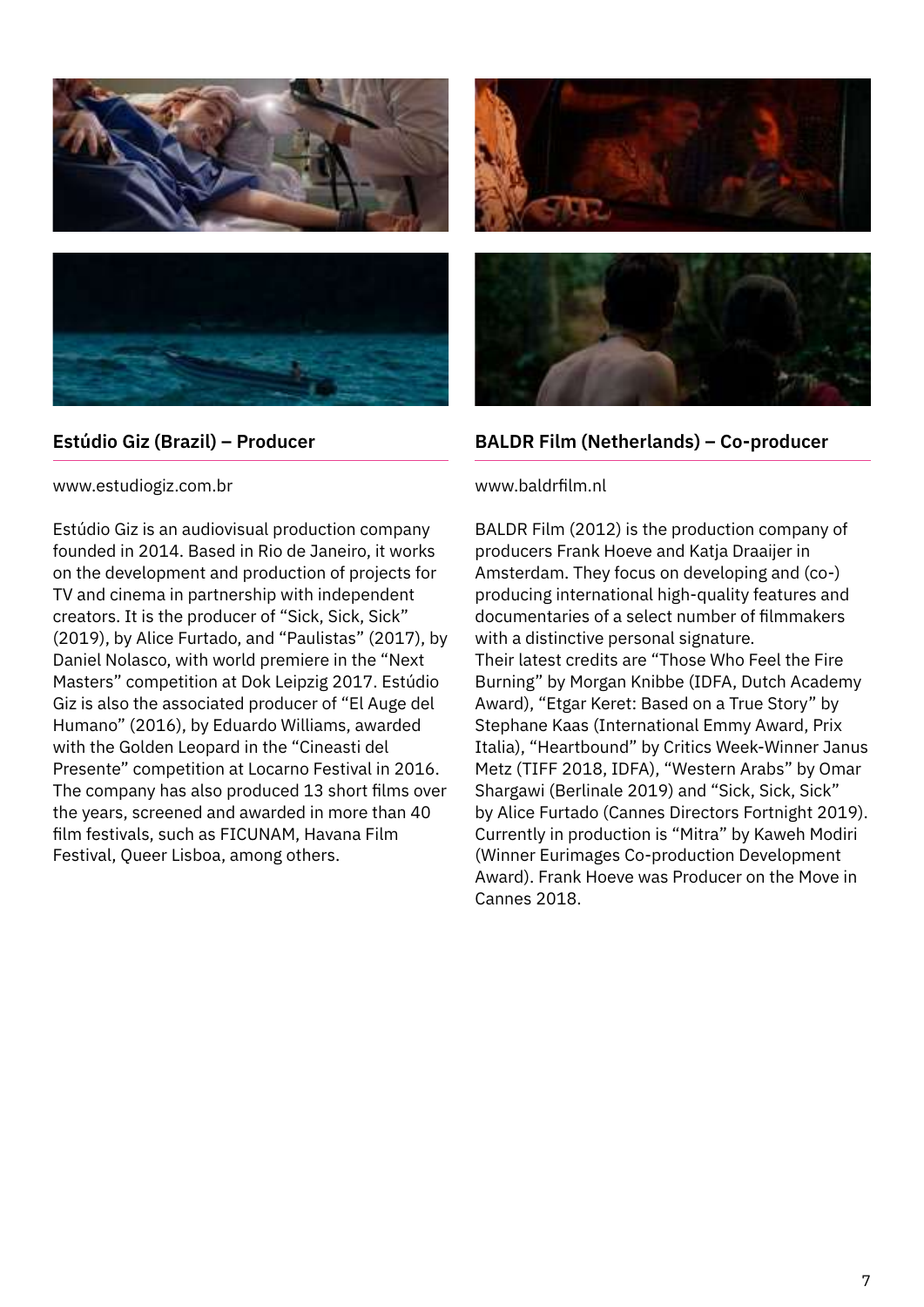### Estúdio Giz (Brazil) – Producer

www.estudiogiz.com.br

Estúdio Giz is an audiovisual production company founded in 2014. Based in Rio de Janeiro, it works on the development and production of projects for TV and cinema in partnership with independent creators. It is the producer of “Sick, Sick, Sick” (2019), by Alice Furtado, and “Paulistas” (2017), by Daniel Nolasco, with world premiere in the “Next Masters” competition at Dok Leipzig 2017. Estúdio Giz is also the associated producer of “El Auge del Humano” (2016), by Eduardo Williams, awarded with the Golden Leopard in the “Cineasti del Presente” competition at Locarno Festival in 2016. The company has also produced 13 short films over the years, screened and awarded in more than 40 film festivals, such as FICUNAM, Havana Film Festival, Queer Lisboa, among others.

### BALDR Film (Netherlands) – Co-producer

www.baldrfilm.nl

BALDR Film (2012) is the production company of producers Frank Hoeve and Katja Draaijer in Amsterdam. They focus on developing and (co-) producing international high-quality features and documentaries of a select number of filmmakers with a distinctive personal signature.
Their latest credits are “Those Who Feel the Fire Burning” by Morgan Knibbe (IDFA, Dutch Academy Award), “Etgar Keret: Based on a True Story” by Stephane Kaas (International Emmy Award, Prix Italia), “Heartbound” by Critics Week-Winner Janus Metz (TIFF 2018, IDFA), “Western Arabs” by Omar Shargawi (Berlinale 2019) and “Sick, Sick, Sick” by Alice Furtado (Cannes Directors Fortnight 2019). Currently in production is “Mitra” by Kaweh Modiri (Winner Eurimages Co-production Development Award). Frank Hoeve was Producer on the Move in Cannes 2018.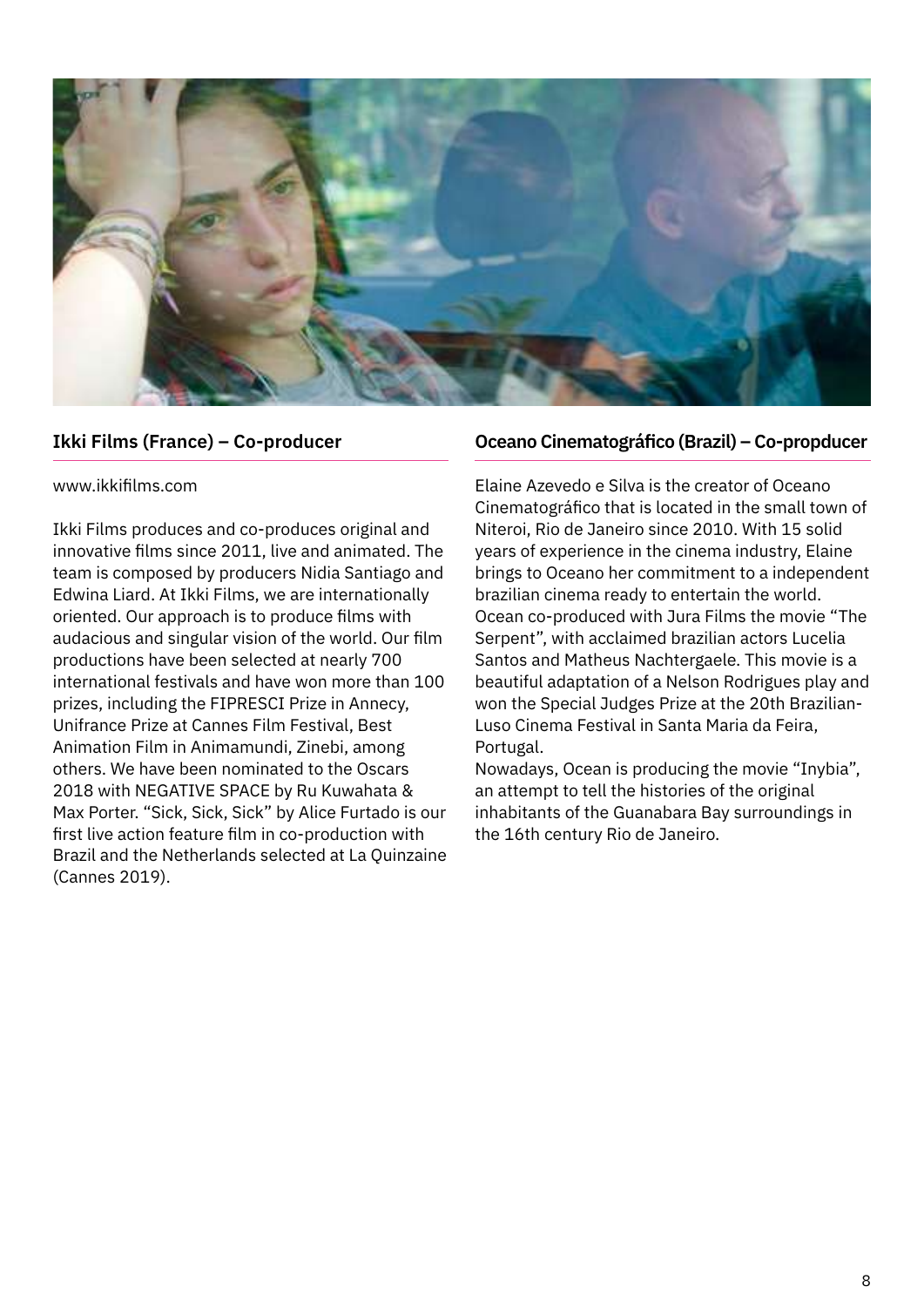## Ikki Films (France) – Co-producer

www.ikkifilms.com

Ikki Films produces and co-produces original and innovative films since 2011, live and animated. The team is composed by producers Nidia Santiago and Edwina Liard. At Ikki Films, we are internationally oriented. Our approach is to produce films with audacious and singular vision of the world. Our film productions have been selected at nearly 700 international festivals and have won more than 100 prizes, including the FIPRESCI Prize in Annecy, Unifrance Prize at Cannes Film Festival, Best Animation Film in Animamundi, Zinebi, among others. We have been nominated to the Oscars 2018 with NEGATIVE SPACE by Ru Kuwahata & Max Porter. "Sick, Sick, Sick" by Alice Furtado is our first live action feature film in co-production with Brazil and the Netherlands selected at La Quinzaine (Cannes 2019).

## Oceano Cinematográfico (Brazil) – Co-propducer

Elaine Azevedo e Silva is the creator of Oceano Cinematográfico that is located in the small town of Niteroi, Rio de Janeiro since 2010. With 15 solid years of experience in the cinema industry, Elaine brings to Oceano her commitment to a independent brazilian cinema ready to entertain the world. Ocean co-produced with Jura Films the movie "The Serpent", with acclaimed brazilian actors Lucelia Santos and Matheus Nachtergaele. This movie is a beautiful adaptation of a Nelson Rodrigues play and won the Special Judges Prize at the 20th Brazilian-Luso Cinema Festival in Santa Maria da Feira, Portugal.

Nowadays, Ocean is producing the movie "Inybia", an attempt to tell the histories of the original inhabitants of the Guanabara Bay surroundings in the 16th century Rio de Janeiro.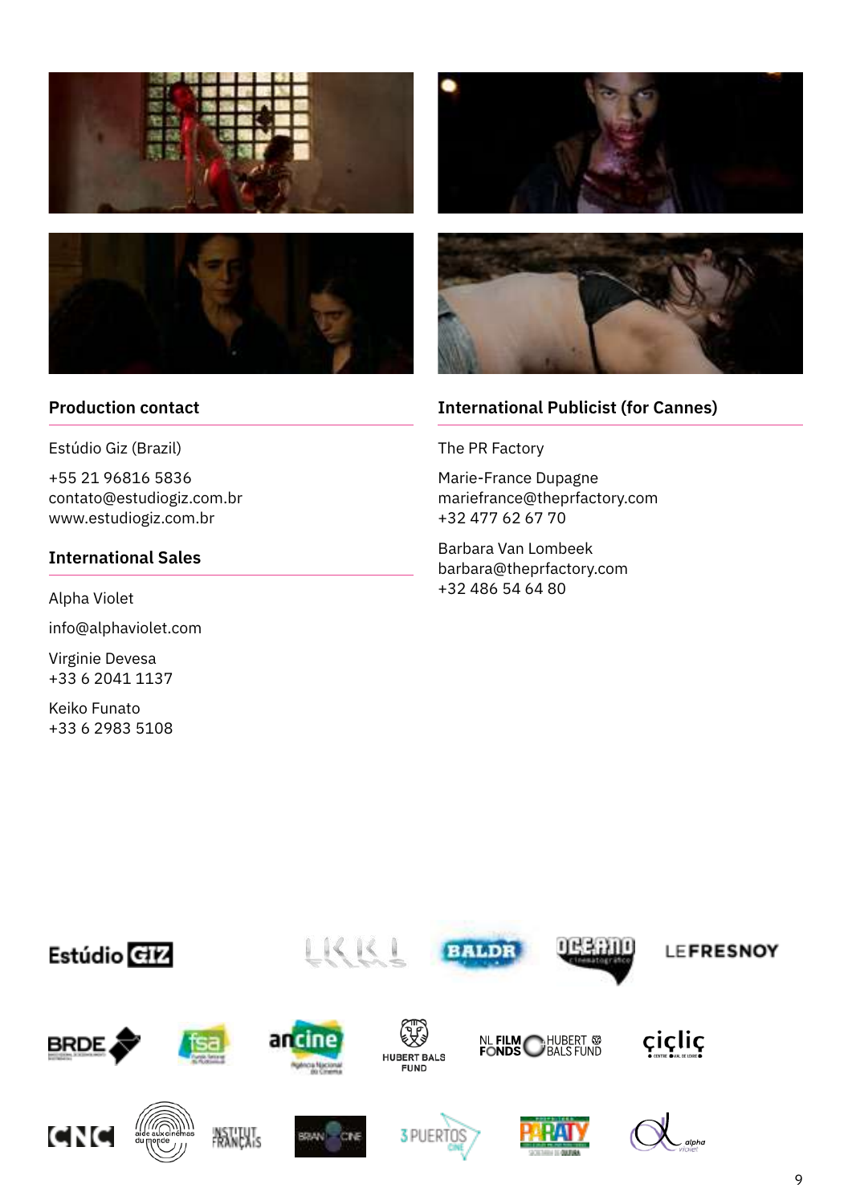## Production contact

Estúdio Giz (Brazil)

+55 21 96816 5836
contato@estudiogiz.com.br
www.estudiogiz.com.br

## International Sales

Alpha Violet

info@alphaviolet.com

Virginie Devesa
+33 6 2041 1137

Keiko Funato
+33 6 2983 5108

## International Publicist (for Cannes)

The PR Factory

Marie-France Dupagne
mariefrance@theprfactory.com
+32 477 62 67 70

Barbara Van Lombeek
barbara@theprfactory.com
+32 486 54 64 80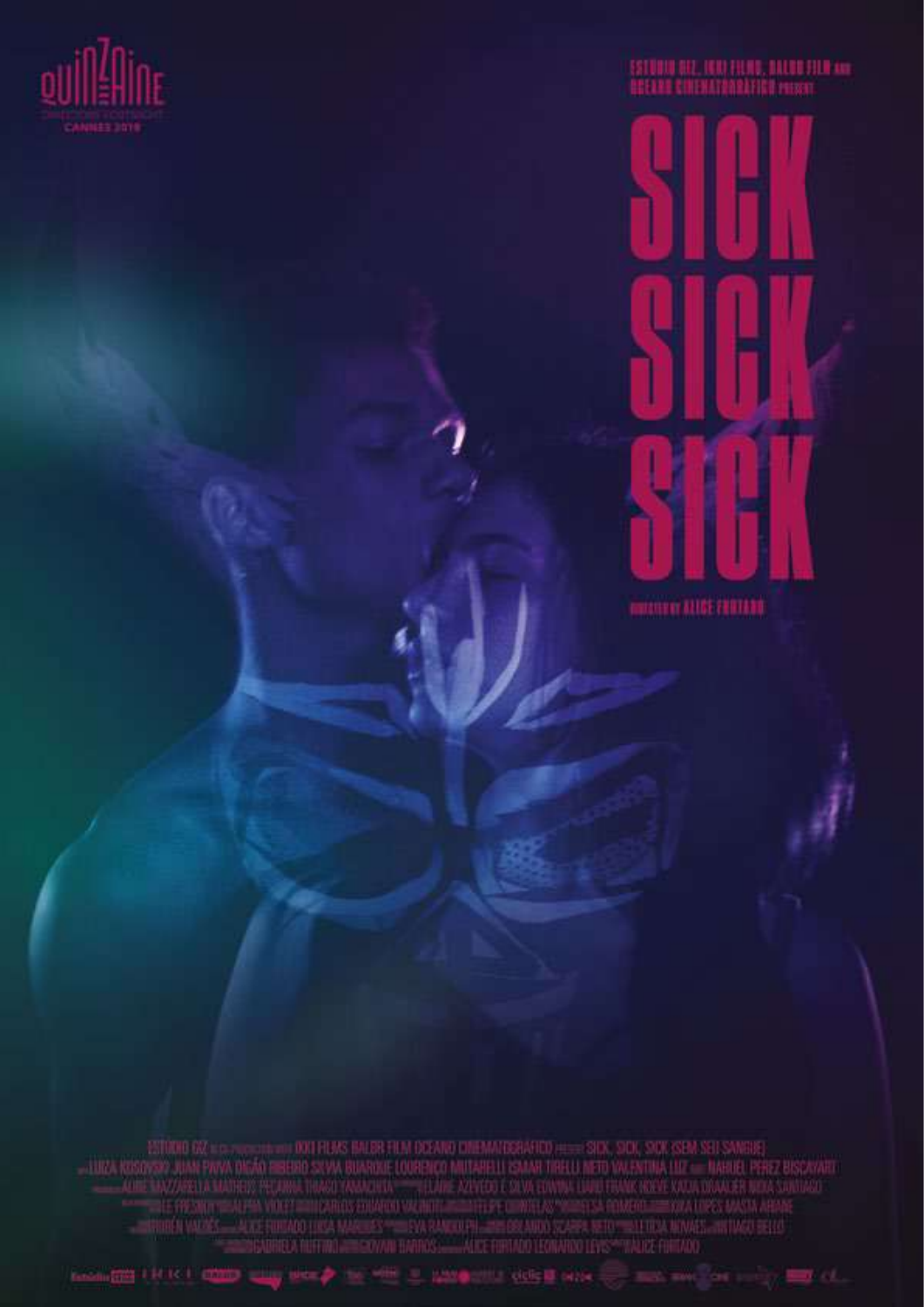QUINZAINE
DIRECTORS' FORTNIGHT
CANNES 2019

ESTÚDIO GIZ, IKKI FILMS, BALDR FILM AND OCEANO CINEMATOGRÁFICO PRESENT

# SICK SICK SICK

DIRECTED BY ALICE FURTADO

ESTÚDIO GIZ IKKI FILMS BALDR FILM OCEANO CINEMATOGRÁFICO PRESENT SICK, SICK, SICK (SEM SEU SANGUE)
LUIZA KOSOVSKI JUAN PAIVA DIGÃO RIBEIRO SILVIA BUARQUE LOURENÇO MUTARELLI ISMAR TIRELLI NETO VALENTINA LUZ NAHUEL PEREZ BISCAYART
ALINE MAZZARELLA MATHEUS PEÇANHA THIAGO YAMACHITA ELANE AZEVEDO E SILVA EDWINA LIARD FRANK HOEVE KATJA DRAAIJER NIDIA SANTIAGO
LE FRESNOY RALPHA VIOLET CARLOS EDUARDO VALINOTI FELIPE QUINTELAS MARCELA ROMERO KIKA LOPES MASTA ARIANE
RUBÉN VALDÉS ALICE FURTADO LUISA MARQUES EVA RANDOLPH ORLANDO SCARPA NETO LETICIA NOVAES TIAGO BELLO
GABRIELA RUFFINO GIOVANI BARROS ALICE FURTADO LEONARDO LEVIS ALICE FURTADO